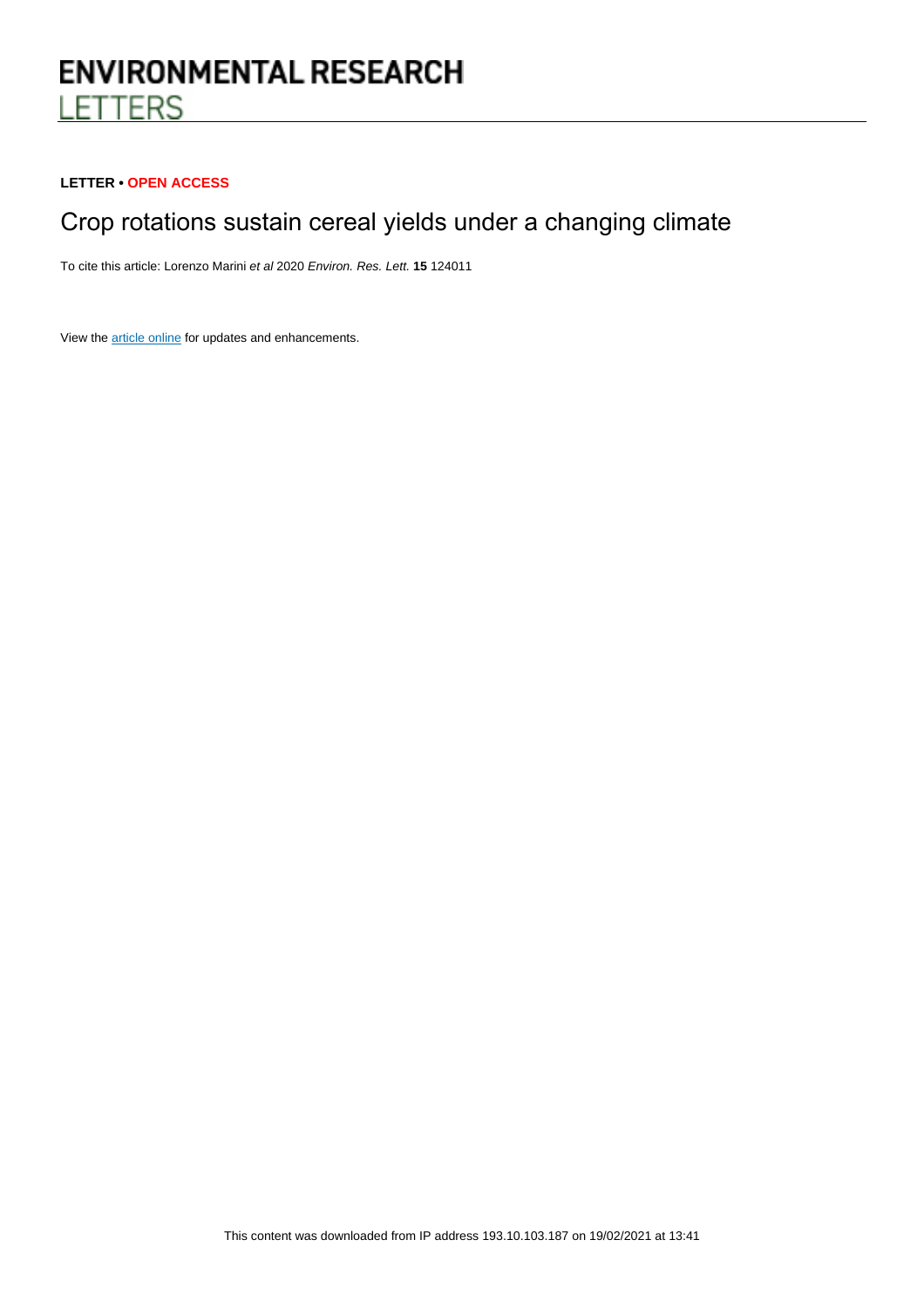ENVIRONMENTAL RESEARCH
LETTERS

**LETTER • OPEN ACCESS**

# Crop rotations sustain cereal yields under a changing climate

To cite this article: Lorenzo Marini *et al* 2020 *Environ. Res. Lett.* **15** 124011

View the article online for updates and enhancements.

This content was downloaded from IP address 193.10.103.187 on 19/02/2021 at 13:41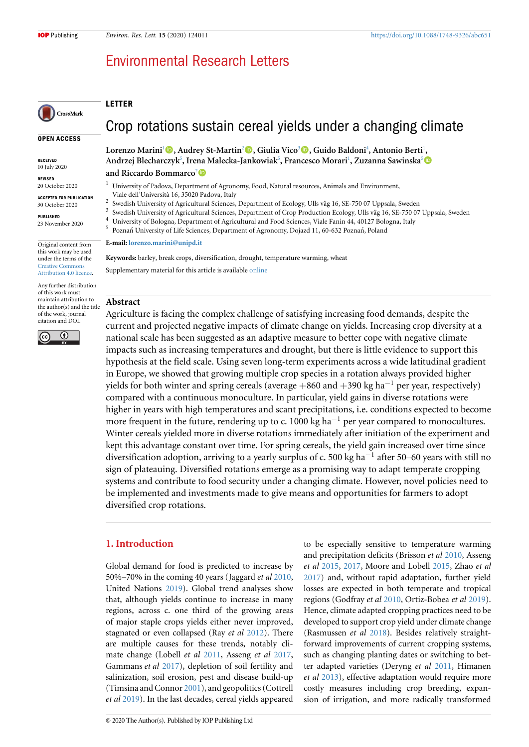LETTER

# Crop rotations sustain cereal yields under a changing climate

**Lorenzo Marini**[1], **Audrey St-Martin**[2], **Giulia Vico**[3], **Guido Baldoni**[4], **Antonio Berti**[1], **Andrzej Blecharczyk**[5], **Irena Malecka-Jankowiak**[5], **Francesco Morari**[1], **Zuzanna Sawinska**[5] and **Riccardo Bommarco**[2]

[1] University of Padova, Department of Agronomy, Food, Natural resources, Animals and Environment, Viale dell'Università 16, 35020 Padova, Italy
[2] Swedish University of Agricultural Sciences, Department of Ecology, Ulls väg 16, SE-750 07 Uppsala, Sweden
[3] Swedish University of Agricultural Sciences, Department of Crop Production Ecology, Ulls väg 16, SE-750 07 Uppsala, Sweden
[4] University of Bologna, Department of Agricultural and Food Sciences, Viale Fanin 44, 40127 Bologna, Italy
[5] Poznań University of Life Sciences, Department of Agronomy, Dojazd 11, 60-632 Poznań, Poland

**E-mail:** lorenzo.marini@unipd.it

**Keywords:** barley, break crops, diversification, drought, temperature warming, wheat

Supplementary material for this article is available online

OPEN ACCESS

RECEIVED
10 July 2020

REVISED
20 October 2020

ACCEPTED FOR PUBLICATION
30 October 2020

PUBLISHED
23 November 2020

Original content from this work may be used under the terms of the Creative Commons Attribution 4.0 licence.

Any further distribution of this work must maintain attribution to the author(s) and the title of the work, journal citation and DOI.

## Abstract

Agriculture is facing the complex challenge of satisfying increasing food demands, despite the current and projected negative impacts of climate change on yields. Increasing crop diversity at a national scale has been suggested as an adaptive measure to better cope with negative climate impacts such as increasing temperatures and drought, but there is little evidence to support this hypothesis at the field scale. Using seven long-term experiments across a wide latitudinal gradient in Europe, we showed that growing multiple crop species in a rotation always provided higher yields for both winter and spring cereals (average +860 and +390 kg ha$^{-1}$ per year, respectively) compared with a continuous monoculture. In particular, yield gains in diverse rotations were higher in years with high temperatures and scant precipitations, i.e. conditions expected to become more frequent in the future, rendering up to c. 1000 kg ha$^{-1}$ per year compared to monocultures. Winter cereals yielded more in diverse rotations immediately after initiation of the experiment and kept this advantage constant over time. For spring cereals, the yield gain increased over time since diversification adoption, arriving to a yearly surplus of c. 500 kg ha$^{-1}$ after 50–60 years with still no sign of plateauing. Diversified rotations emerge as a promising way to adapt temperate cropping systems and contribute to food security under a changing climate. However, novel policies need to be implemented and investments made to give means and opportunities for farmers to adopt diversified crop rotations.

## 1. Introduction

Global demand for food is predicted to increase by 50%–70% in the coming 40 years (Jaggard *et al* 2010, United Nations 2019). Global trend analyses show that, although yields continue to increase in many regions, across c. one third of the growing areas of major staple crops yields either never improved, stagnated or even collapsed (Ray *et al* 2012). There are multiple causes for these trends, notably climate change (Lobell *et al* 2011, Asseng *et al* 2017, Gammans *et al* 2017), depletion of soil fertility and salinization, soil erosion, pest and disease build-up (Timsina and Connor 2001), and geopolitics (Cottrell *et al* 2019). In the last decades, cereal yields appeared to be especially sensitive to temperature warming and precipitation deficits (Brisson *et al* 2010, Asseng *et al* 2015, 2017, Moore and Lobell 2015, Zhao *et al* 2017) and, without rapid adaptation, further yield losses are expected in both temperate and tropical regions (Godfray *et al* 2010, Ortiz-Bobea *et al* 2019). Hence, climate adapted cropping practices need to be developed to support crop yield under climate change (Rasmussen *et al* 2018). Besides relatively straightforward improvements of current cropping systems, such as changing planting dates or switching to better adapted varieties (Deryng *et al* 2011, Himanen *et al* 2013), effective adaptation would require more costly measures including crop breeding, expansion of irrigation, and more radically transformed

© 2020 The Author(s). Published by IOP Publishing Ltd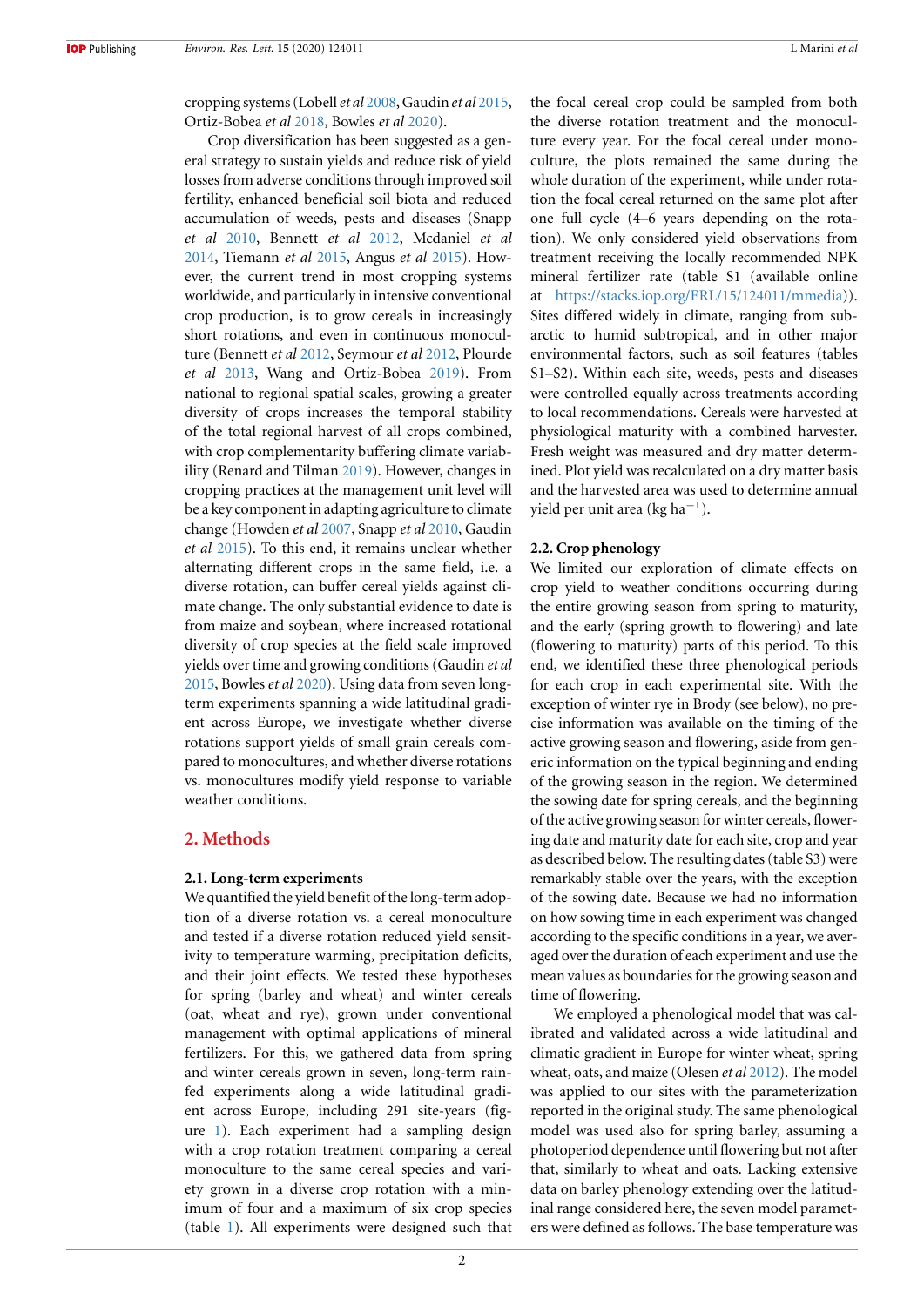cropping systems (Lobell *et al* 2008, Gaudin *et al* 2015, Ortiz-Bobea *et al* 2018, Bowles *et al* 2020).

Crop diversification has been suggested as a general strategy to sustain yields and reduce risk of yield losses from adverse conditions through improved soil fertility, enhanced beneficial soil biota and reduced accumulation of weeds, pests and diseases (Snapp *et al* 2010, Bennett *et al* 2012, Mcdaniel *et al* 2014, Tiemann *et al* 2015, Angus *et al* 2015). However, the current trend in most cropping systems worldwide, and particularly in intensive conventional crop production, is to grow cereals in increasingly short rotations, and even in continuous monoculture (Bennett *et al* 2012, Seymour *et al* 2012, Plourde *et al* 2013, Wang and Ortiz-Bobea 2019). From national to regional scales, growing a greater diversity of crops increases the temporal stability of the total regional harvest of all crops combined, with crop complementarity buffering climate variability (Renard and Tilman 2019). However, changes in cropping practices at the management unit level will be a key component in adapting agriculture to climate change (Howden *et al* 2007, Snapp *et al* 2010, Gaudin *et al* 2015). To this end, it remains unclear whether alternating different crops in the same field, i.e. a diverse rotation, can buffer cereal yields against climate change. The only substantial evidence to date is from maize and soybean, where increased rotational diversity of crop species at the field scale improved yields over time and growing conditions (Gaudin *et al* 2015, Bowles *et al* 2020). Using data from seven long-term experiments spanning a wide latitudinal gradient across Europe, we investigate whether diverse rotations support yields of small grain cereals compared to monocultures, and whether diverse rotations vs. monocultures modify yield response to variable weather conditions.

## 2. Methods

### 2.1. Long-term experiments

We quantified the yield benefit of the long-term adoption of a diverse rotation vs. a cereal monoculture and tested if a diverse rotation reduced yield sensitivity to temperature warming, precipitation deficits, and their joint effects. We tested these hypotheses for spring (barley and wheat) and winter cereals (oat, wheat and rye), grown under conventional management with optimal applications of mineral fertilizers. For this, we gathered data from spring and winter cereals grown in seven, long-term rainfed experiments along a wide latitudinal gradient across Europe, including 291 site-years (figure 1). Each experiment had a sampling design with a crop rotation treatment comparing a cereal monoculture to the same cereal species and variety grown in a diverse crop rotation with a minimum of four and a maximum of six crop species (table 1). All experiments were designed such that the focal cereal crop could be sampled from both the diverse rotation treatment and the monoculture every year. For the focal cereal under monoculture, the plots remained the same during the whole duration of the experiment, while under rotation the focal cereal returned on the same plot after one full cycle (4–6 years depending on the rotation). We only considered yield observations from treatment receiving the locally recommended NPK mineral fertilizer rate (table S1 (available online at https://stacks.iop.org/ERL/15/124011/mmedia)). Sites differed widely in climate, ranging from subarctic to humid subtropical, and in other major environmental factors, such as soil features (tables S1–S2). Within each site, weeds, pests and diseases were controlled equally across treatments according to local recommendations. Cereals were harvested at physiological maturity with a combined harvester. Fresh weight was measured and dry matter determined. Plot yield was recalculated on a dry matter basis and the harvested area was used to determine annual yield per unit area (kg ha$^{-1}$).

### 2.2. Crop phenology

We limited our exploration of climate effects on crop yield to weather conditions occurring during the entire growing season from spring to maturity, and the early (spring growth to flowering) and late (flowering to maturity) parts of this period. To this end, we identified these three phenological periods for each crop in each experimental site. With the exception of winter rye in Brody (see below), no precise information was available on the timing of the active growing season and flowering, aside from generic information on the typical beginning and ending of the growing season in the region. We determined the sowing date for spring cereals, and the beginning of the active growing season for winter cereals, flowering date and maturity date for each site, crop and year as described below. The resulting dates (table S3) were remarkably stable over the years, with the exception of the sowing date. Because we had no information on how sowing time in each experiment was changed according to the specific conditions in a year, we averaged over the duration of each experiment and use the mean values as boundaries for the growing season and time of flowering.

We employed a phenological model that was calibrated and validated across a wide latitudinal and climatic gradient in Europe for winter wheat, spring wheat, oats, and maize (Olesen *et al* 2012). The model was applied to our sites with the parameterization reported in the original study. The same phenological model was used also for spring barley, assuming a photoperiod dependence until flowering but not after that, similarly to wheat and oats. Lacking extensive data on barley phenology extending over the latitudinal range considered here, the seven model parameters were defined as follows. The base temperature was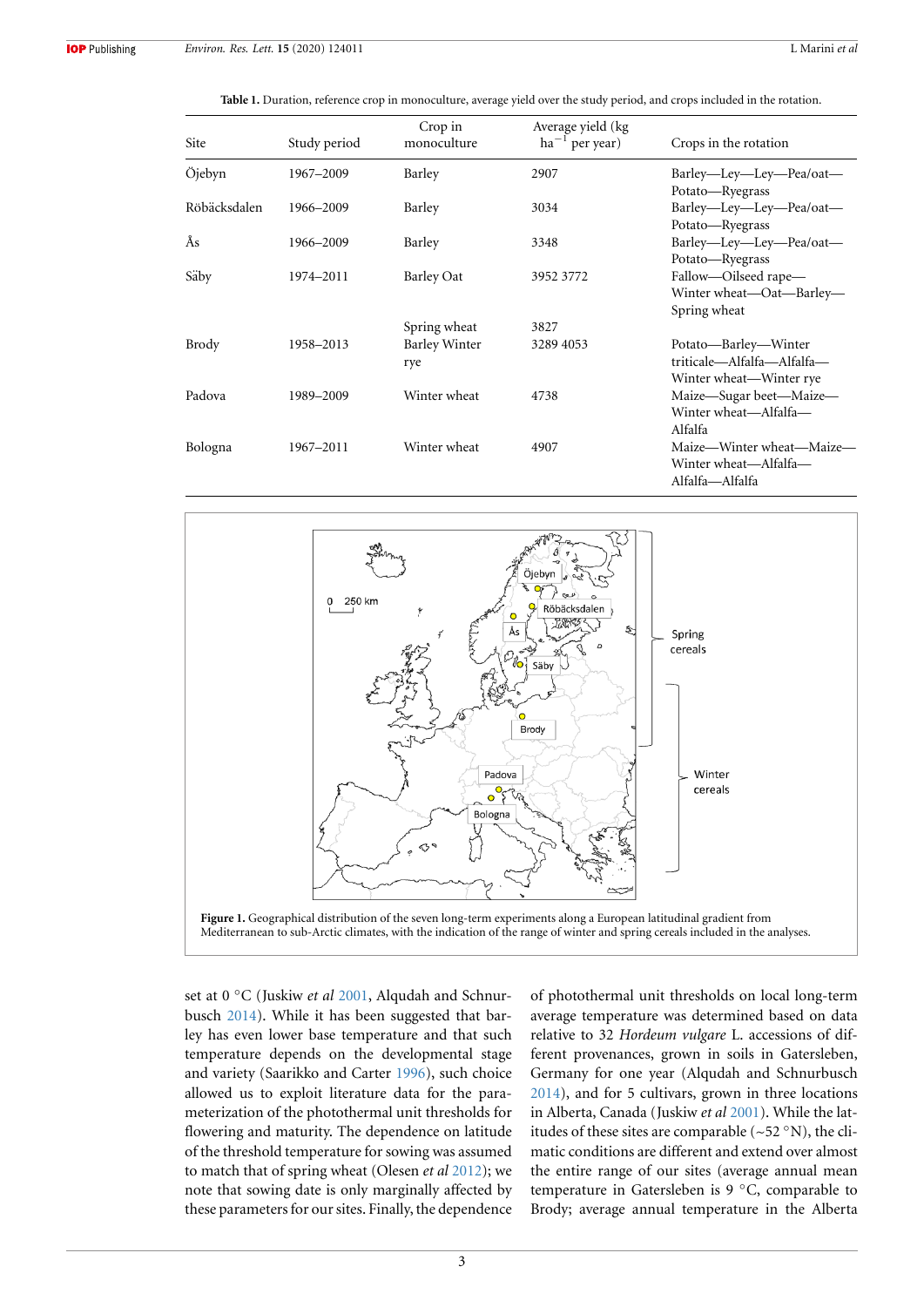**Table 1.** Duration, reference crop in monoculture, average yield over the study period, and crops included in the rotation.

| Site | Study period | Crop in monoculture | Average yield (kg $ha^{-1}$ per year) | Crops in the rotation |
|---|---|---|---|---|
| Öjebyn | 1967–2009 | Barley | 2907 | Barley—Ley—Ley—Pea/oat—Potato—Ryegrass |
| Röbäcksdalen | 1966–2009 | Barley | 3034 | Barley—Ley—Ley—Pea/oat—Potato—Ryegrass |
| Ås | 1966–2009 | Barley | 3348 | Barley—Ley—Ley—Pea/oat—Potato—Ryegrass |
| Säby | 1974–2011 | Barley Oat | 3952 3772 | Fallow—Oilseed rape—Winter wheat—Oat—Barley—Spring wheat |
| | | Spring wheat | 3827 | |
| Brody | 1958–2013 | Barley Winter rye | 3289 4053 | Potato—Barley—Winter triticale—Alfalfa—Alfalfa—Winter wheat—Winter rye |
| Padova | 1989–2009 | Winter wheat | 4738 | Maize—Sugar beet—Maize—Winter wheat—Alfalfa—Alfalfa |
| Bologna | 1967–2011 | Winter wheat | 4907 | Maize—Winter wheat—Maize—Winter wheat—Alfalfa—Alfalfa—Alfalfa |

**Figure 1.** Geographical distribution of the seven long-term experiments along a European latitudinal gradient from Mediterranean to sub-Arctic climates, with the indication of the range of winter and spring cereals included in the analyses.

set at 0 °C (Juskiw *et al* 2001, Alqudah and Schnurbusch 2014). While it has been suggested that barley has even lower base temperature and that such temperature depends on the developmental stage and variety (Saarikko and Carter 1996), such choice allowed us to exploit literature data for the parameterization of the photothermal unit thresholds for flowering and maturity. The dependence on latitude of the threshold temperature for sowing was assumed to match that of spring wheat (Olesen *et al* 2012); we note that sowing date is only marginally affected by these parameters for our sites. Finally, the dependence of photothermal unit thresholds on local long-term average temperature was determined based on data relative to 32 *Hordeum vulgare* L. accessions of different provenances, grown in soils in Gatersleben, Germany for one year (Alqudah and Schnurbusch 2014), and for 5 cultivars, grown in three locations in Alberta, Canada (Juskiw *et al* 2001). While the latitudes of these sites are comparable (~52 °N), the climatic conditions are different and extend over almost the entire range of our sites (average annual mean temperature in Gatersleben is 9 °C, comparable to Brody; average annual temperature in the Alberta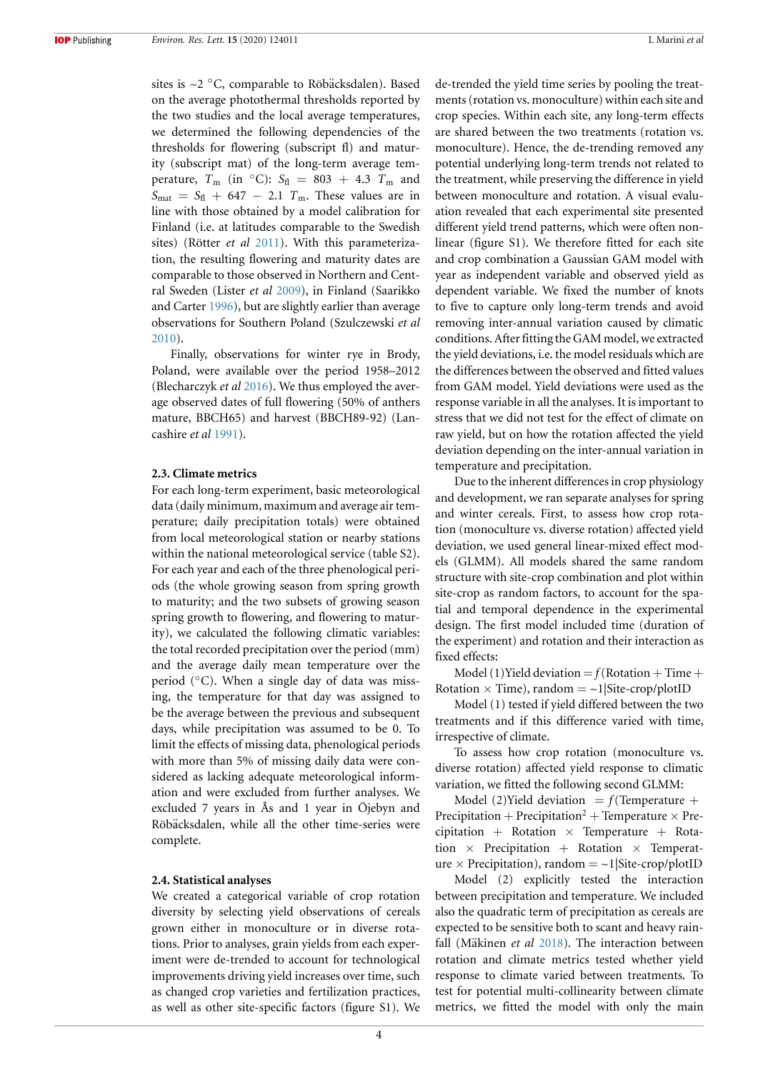sites is ~2 °C, comparable to Röbäcksdalen). Based on the average photothermal thresholds reported by the two studies and the local average temperatures, we determined the following dependencies of the thresholds for flowering (subscript fl) and maturity (subscript mat) of the long-term average temperature, $T_m$ (in °C): $S_{fl} = 803 + 4.3\ T_m$ and $S_{mat} = S_{fl} + 647 - 2.1\ T_m$. These values are in line with those obtained by a model calibration for Finland (i.e. at latitudes comparable to the Swedish sites) (Rötter *et al* 2011). With this parameterization, the resulting flowering and maturity dates are comparable to those observed in Northern and Central Sweden (Lister *et al* 2009), in Finland (Saarikko and Carter 1996), but are slightly earlier than average observations for Southern Poland (Szulczewski *et al* 2010).

Finally, observations for winter rye in Brody, Poland, were available over the period 1958–2012 (Blecharczyk *et al* 2016). We thus employed the average observed dates of full flowering (50% of anthers mature, BBCH65) and harvest (BBCH89-92) (Lancashire *et al* 1991).

### 2.3. Climate metrics

For each long-term experiment, basic meteorological data (daily minimum, maximum and average air temperature; daily precipitation totals) were obtained from local meteorological station or nearby stations within the national meteorological service (table S2). For each year and each of the three phenological periods (the whole growing season from spring growth to maturity; and the two subsets of growing season spring growth to flowering, and flowering to maturity), we calculated the following climatic variables: the total recorded precipitation over the period (mm) and the average daily mean temperature over the period (°C). When a single day of data was missing, the temperature for that day was assigned to be the average between the previous and subsequent days, while precipitation was assumed to be 0. To limit the effects of missing data, phenological periods with more than 5% of missing daily data were considered as lacking adequate meteorological information and were excluded from further analyses. We excluded 7 years in Ås and 1 year in Öjebyn and Röbäcksdalen, while all the other time-series were complete.

### 2.4. Statistical analyses

We created a categorical variable of crop rotation diversity by selecting yield observations of cereals grown either in monoculture or in diverse rotations. Prior to analyses, grain yields from each experiment were de-trended to account for technological improvements driving yield increases over time, such as changed crop varieties and fertilization practices, as well as other site-specific factors (figure S1). We de-trended the yield time series by pooling the treatments (rotation vs. monoculture) within each site and crop species. Within each site, any long-term effects are shared between the two treatments (rotation vs. monoculture). Hence, the de-trending removed any potential underlying long-term trends not related to the treatment, while preserving the difference in yield between monoculture and rotation. A visual evaluation revealed that each experimental site presented different yield trend patterns, which were often nonlinear (figure S1). We therefore fitted for each site and crop combination a Gaussian GAM model with year as independent variable and observed yield as dependent variable. We fixed the number of knots to five to capture only long-term trends and avoid removing inter-annual variation caused by climatic conditions. After fitting the GAM model, we extracted the yield deviations, i.e. the model residuals which are the differences between the observed and fitted values from GAM model. Yield deviations were used as the response variable in all the analyses. It is important to stress that we did not test for the effect of climate on raw yield, but on how the rotation affected the yield deviation depending on the inter-annual variation in temperature and precipitation.

Due to the inherent differences in crop physiology and development, we ran separate analyses for spring and winter cereals. First, to assess how crop rotation (monoculture vs. diverse rotation) affected yield deviation, we used general linear-mixed effect models (GLMM). All models shared the same random structure with site-crop combination and plot within site-crop as random factors, to account for the spatial and temporal dependence in the experimental design. The first model included time (duration of the experiment) and rotation and their interaction as fixed effects:

Model (1)Yield deviation = $f$(Rotation + Time + Rotation × Time), random = ~1|Site-crop/plotID

Model (1) tested if yield differed between the two treatments and if this difference varied with time, irrespective of climate.

To assess how crop rotation (monoculture vs. diverse rotation) affected yield response to climatic variation, we fitted the following second GLMM:

Model (2)Yield deviation = $f$(Temperature + Precipitation + Precipitation$^2$ + Temperature × Precipitation + Rotation × Temperature + Rotation × Precipitation + Rotation × Temperature × Precipitation), random = ~1|Site-crop/plotID

Model (2) explicitly tested the interaction between precipitation and temperature. We included also the quadratic term of precipitation as cereals are expected to be sensitive both to scant and heavy rainfall (Mäkinen *et al* 2018). The interaction between rotation and climate metrics tested whether yield response to climate varied between treatments. To test for potential multi-collinearity between climate metrics, we fitted the model with only the main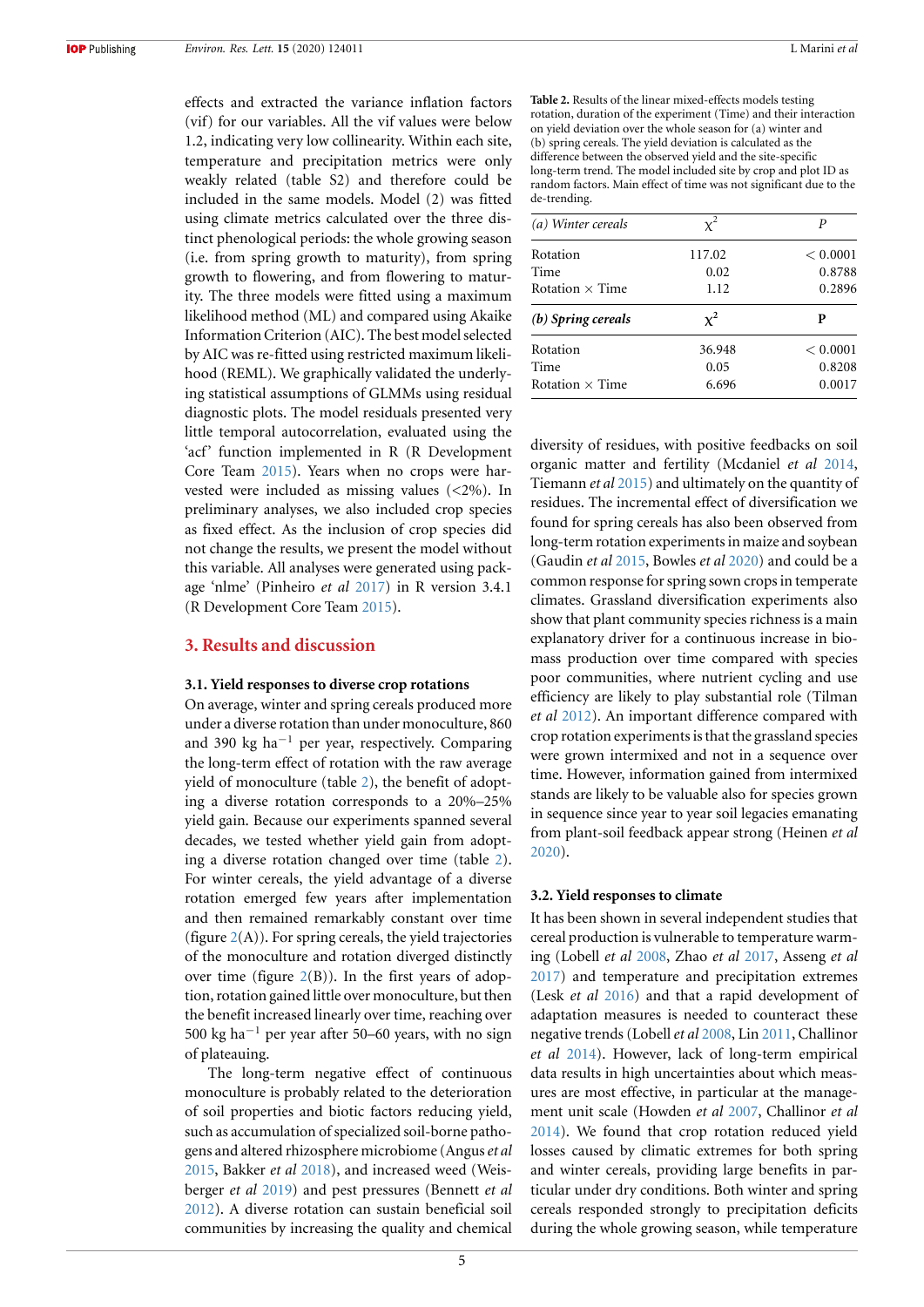effects and extracted the variance inflation factors (vif) for our variables. All the vif values were below 1.2, indicating very low collinearity. Within each site, temperature and precipitation metrics were only weakly related (table S2) and therefore could be included in the same models. Model (2) was fitted using climate metrics calculated over the three distinct phenological periods: the whole growing season (i.e. from spring growth to maturity), from spring growth to flowering, and from flowering to maturity. The three models were fitted using a maximum likelihood method (ML) and compared using Akaike Information Criterion (AIC). The best model selected by AIC was re-fitted using restricted maximum likelihood (REML). We graphically validated the underlying statistical assumptions of GLMMs using residual diagnostic plots. The model residuals presented very little temporal autocorrelation, evaluated using the 'acf' function implemented in R (R Development Core Team 2015). Years when no crops were harvested were included as missing values (<2%). In preliminary analyses, we also included crop species as fixed effect. As the inclusion of crop species did not change the results, we present the model without this variable. All analyses were generated using package 'nlme' (Pinheiro *et al* 2017) in R version 3.4.1 (R Development Core Team 2015).

## 3. Results and discussion

### 3.1. Yield responses to diverse crop rotations

On average, winter and spring cereals produced more under a diverse rotation than under monoculture, 860 and 390 kg ha$^{-1}$ per year, respectively. Comparing the long-term effect of rotation with the raw average yield of monoculture (table 2), the benefit of adopting a diverse rotation corresponds to a 20%–25% yield gain. Because our experiments spanned several decades, we tested whether yield gain from adopting a diverse rotation changed over time (table 2). For winter cereals, the yield advantage of a diverse rotation emerged few years after implementation and then remained remarkably constant over time (figure 2(A)). For spring cereals, the yield trajectories of the monoculture and rotation diverged distinctly over time (figure 2(B)). In the first years of adoption, rotation gained little over monoculture, but then the benefit increased linearly over time, reaching over 500 kg ha$^{-1}$ per year after 50–60 years, with no sign of plateauing.

The long-term negative effect of continuous monoculture is probably related to the deterioration of soil properties and biotic factors reducing yield, such as accumulation of specialized soil-borne pathogens and altered rhizosphere microbiome (Angus *et al* 2015, Bakker *et al* 2018), and increased weed (Weisberger *et al* 2019) and pest pressures (Bennett *et al* 2012). A diverse rotation can sustain beneficial soil communities by increasing the quality and chemical diversity of residues, with positive feedbacks on soil organic matter and fertility (Mcdaniel *et al* 2014, Tiemann *et al* 2015) and ultimately on the quantity of residues. The incremental effect of diversification we found for spring cereals has also been observed from long-term rotation experiments in maize and soybean (Gaudin *et al* 2015, Bowles *et al* 2020) and could be a common response for spring sown crops in temperate climates. Grassland diversification experiments also show that plant community species richness is a main explanatory driver for a continuous increase in biomass production over time compared with species poor communities, where nutrient cycling and use efficiency are likely to play substantial role (Tilman *et al* 2012). An important difference compared with crop rotation experiments is that the grassland species were grown intermixed and not in a sequence over time. However, information gained from intermixed stands are likely to be valuable also for species grown in sequence since year to year soil legacies emanating from plant-soil feedback appear strong (Heinen *et al* 2020).

**Table 2.** Results of the linear mixed-effects models testing rotation, duration of the experiment (Time) and their interaction on yield deviation over the whole season for (a) winter and (b) spring cereals. The yield deviation is calculated as the difference between the observed yield and the site-specific long-term trend. The model included site by crop and plot ID as random factors. Main effect of time was not significant due to the de-trending.

| *(a) Winter cereals* | $\chi^2$ | *P* |
|---|---|---|
| Rotation | 117.02 | < 0.0001 |
| Time | 0.02 | 0.8788 |
| Rotation × Time | 1.12 | 0.2896 |
| ***(b) Spring cereals*** | $\chi^2$ | **P** |
| Rotation | 36.948 | < 0.0001 |
| Time | 0.05 | 0.8208 |
| Rotation × Time | 6.696 | 0.0017 |

### 3.2. Yield responses to climate

It has been shown in several independent studies that cereal production is vulnerable to temperature warming (Lobell *et al* 2008, Zhao *et al* 2017, Asseng *et al* 2017) and temperature and precipitation extremes (Lesk *et al* 2016) and that a rapid development of adaptation measures is needed to counteract these negative trends (Lobell *et al* 2008, Lin 2011, Challinor *et al* 2014). However, lack of long-term empirical data results in high uncertainties about which measures are most effective, in particular at the management unit scale (Howden *et al* 2007, Challinor *et al* 2014). We found that crop rotation reduced yield losses caused by climatic extremes for both spring and winter cereals, providing large benefits in particular under dry conditions. Both winter and spring cereals responded strongly to precipitation deficits during the whole growing season, while temperature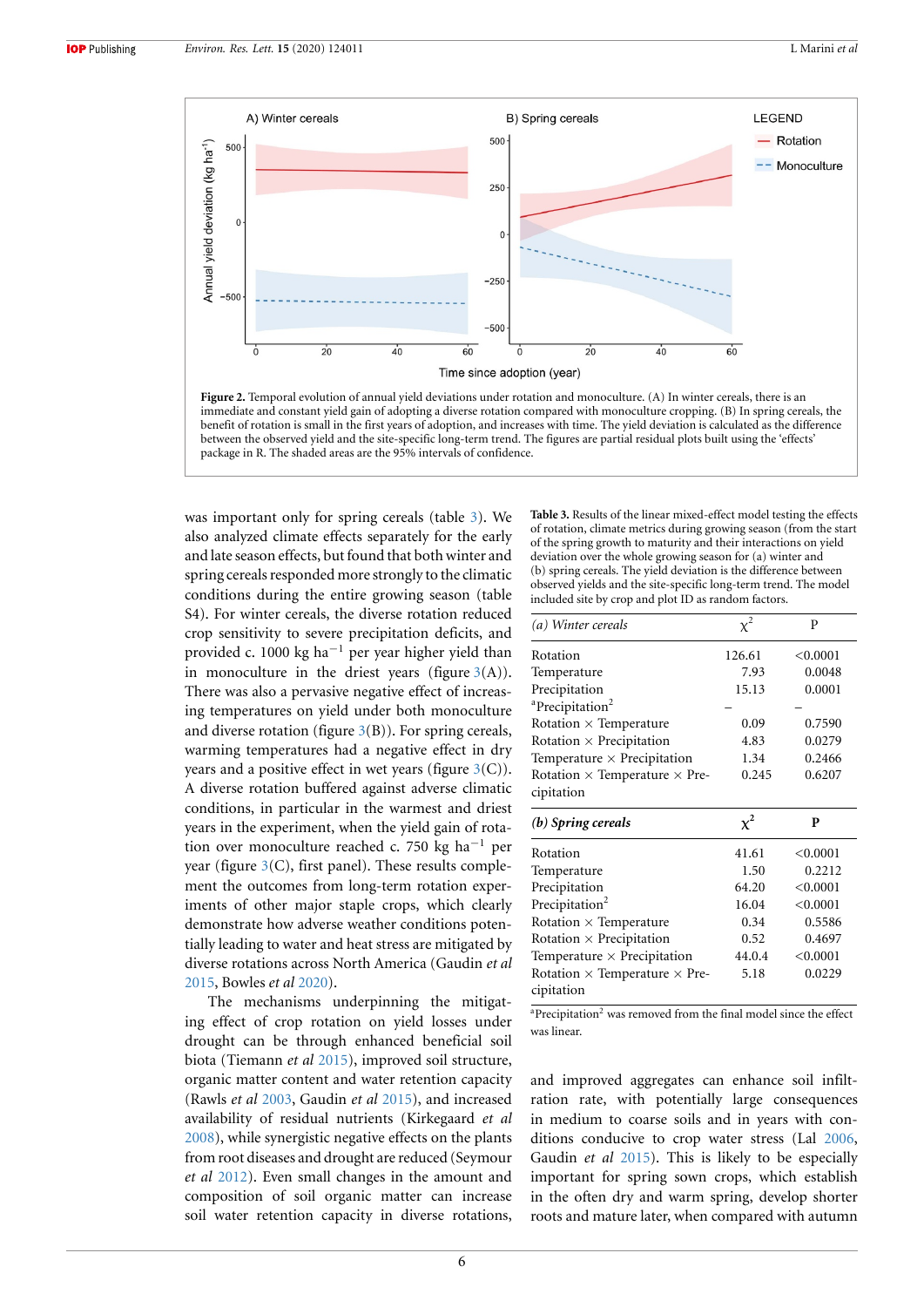**Figure 2.** Temporal evolution of annual yield deviations under rotation and monoculture. (A) In winter cereals, there is an immediate and constant yield gain of adopting a diverse rotation compared with monoculture cropping. (B) In spring cereals, the benefit of rotation is small in the first years of adoption, and increases with time. The yield deviation is calculated as the difference between the observed yield and the site-specific long-term trend. The figures are partial residual plots built using the 'effects' package in R. The shaded areas are the 95% intervals of confidence.

was important only for spring cereals (table 3). We also analyzed climate effects separately for the early and late season effects, but found that both winter and spring cereals responded more strongly to the climatic conditions during the entire growing season (table S4). For winter cereals, the diverse rotation reduced crop sensitivity to severe precipitation deficits, and provided c. 1000 kg ha$^{-1}$ per year higher yield than in monoculture in the driest years (figure 3(A)). There was also a pervasive negative effect of increasing temperatures on yield under both monoculture and diverse rotation (figure 3(B)). For spring cereals, warming temperatures had a negative effect in dry years and a positive effect in wet years (figure 3(C)). A diverse rotation buffered against adverse climatic conditions, in particular in the warmest and driest years in the experiment, when the yield gain of rotation over monoculture reached c. 750 kg ha$^{-1}$ per year (figure 3(C), first panel). These results complement the outcomes from long-term rotation experiments of other major staple crops, which clearly demonstrate how adverse weather conditions potentially leading to water and heat stress are mitigated by diverse rotations across North America (Gaudin *et al* 2015, Bowles *et al* 2020).

The mechanisms underpinning the mitigating effect of crop rotation on yield losses under drought can be through enhanced beneficial soil biota (Tiemann *et al* 2015), improved soil structure, organic matter content and water retention capacity (Rawls *et al* 2003, Gaudin *et al* 2015), and increased availability of residual nutrients (Kirkegaard *et al* 2008), while synergistic negative effects on the plants from root diseases and drought are reduced (Seymour *et al* 2012). Even small changes in the amount and composition of soil organic matter can increase soil water retention capacity in diverse rotations, and improved aggregates can enhance soil infiltration rate, with potentially large consequences in medium to coarse soils and in years with conditions conducive to crop water stress (Lal 2006, Gaudin *et al* 2015). This is likely to be especially important for spring sown crops, which establish in the often dry and warm spring, develop shorter roots and mature later, when compared with autumn

**Table 3.** Results of the linear mixed-effect model testing the effects of rotation, climate metrics during growing season (from the start of the spring growth to maturity and their interactions on yield deviation over the whole growing season for (a) winter and (b) spring cereals. The yield deviation is the difference between observed yields and the site-specific long-term trend. The model included site by crop and plot ID as random factors.

| *(a) Winter cereals* | $\chi^2$ | P |
|---|---|---|
| Rotation | 126.61 | <0.0001 |
| Temperature | 7.93 | 0.0048 |
| Precipitation | 15.13 | 0.0001 |
| [a]Precipitation$^2$ | – | – |
| Rotation × Temperature | 0.09 | 0.7590 |
| Rotation × Precipitation | 4.83 | 0.0279 |
| Temperature × Precipitation | 1.34 | 0.2466 |
| Rotation × Temperature × Precipitation | 0.245 | 0.6207 |
| ***(b) Spring cereals*** | $\chi^2$ | **P** |
| Rotation | 41.61 | <0.0001 |
| Temperature | 1.50 | 0.2212 |
| Precipitation | 64.20 | <0.0001 |
| Precipitation$^2$ | 16.04 | <0.0001 |
| Rotation × Temperature | 0.34 | 0.5586 |
| Rotation × Precipitation | 0.52 | 0.4697 |
| Temperature × Precipitation | 44.0.4 | <0.0001 |
| Rotation × Temperature × Precipitation | 5.18 | 0.0229 |

[a]Precipitation$^2$ was removed from the final model since the effect was linear.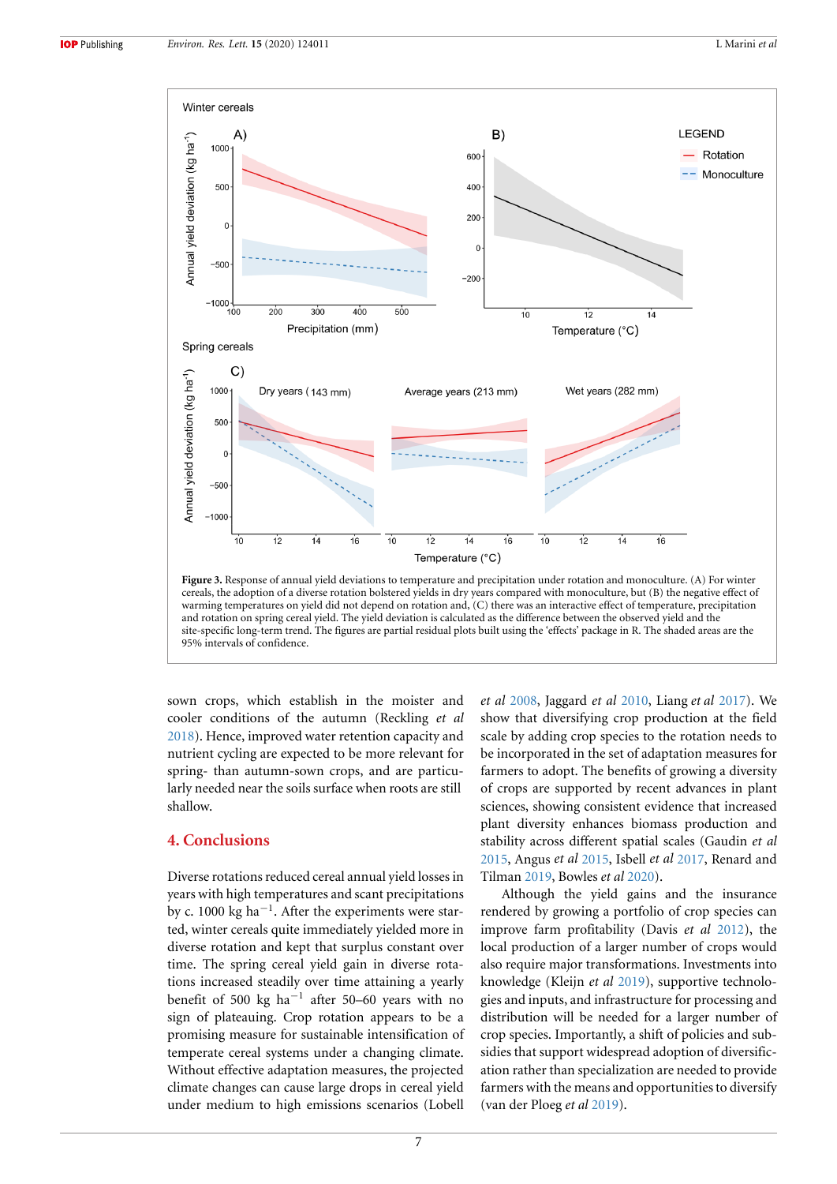Figure 3. Response of annual yield deviations to temperature and precipitation under rotation and monoculture. (A) For winter cereals, the adoption of a diverse rotation bolstered yields in dry years compared with monoculture, but (B) the negative effect of warming temperatures on yield did not depend on rotation and, (C) there was an interactive effect of temperature, precipitation and rotation on spring cereal yield. The yield deviation is calculated as the difference between the observed yield and the site-specific long-term trend. The figures are partial residual plots built using the 'effects' package in R. The shaded areas are the 95% intervals of confidence.

sown crops, which establish in the moister and cooler conditions of the autumn (Reckling *et al* 2018). Hence, improved water retention capacity and nutrient cycling are expected to be more relevant for spring- than autumn-sown crops, and are particularly needed near the soils surface when roots are still shallow.

## 4. Conclusions

Diverse rotations reduced cereal annual yield losses in years with high temperatures and scant precipitations by c. 1000 kg ha$^{-1}$. After the experiments were started, winter cereals quite immediately yielded more in diverse rotation and kept that surplus constant over time. The spring cereal yield gain in diverse rotations increased steadily over time attaining a yearly benefit of 500 kg ha$^{-1}$ after 50–60 years with no sign of plateauing. Crop rotation appears to be a promising measure for sustainable intensification of temperate cereal systems under a changing climate. Without effective adaptation measures, the projected climate changes can cause large drops in cereal yield under medium to high emissions scenarios (Lobell *et al* 2008, Jaggard *et al* 2010, Liang *et al* 2017). We show that diversifying crop production at the field scale by adding crop species to the rotation needs to be incorporated in the set of adaptation measures for farmers to adopt. The benefits of growing a diversity of crops are supported by recent advances in plant sciences, showing consistent evidence that increased plant diversity enhances biomass production and stability across different spatial scales (Gaudin *et al* 2015, Angus *et al* 2015, Isbell *et al* 2017, Renard and Tilman 2019, Bowles *et al* 2020).

Although the yield gains and the insurance rendered by growing a portfolio of crop species can improve farm profitability (Davis *et al* 2012), the local production of a larger number of crops would also require major transformations. Investments into knowledge (Kleijn *et al* 2019), supportive technologies and inputs, and infrastructure for processing and distribution will be needed for a larger number of crop species. Importantly, a shift of policies and subsidies that support widespread adoption of diversification rather than specialization are needed to provide farmers with the means and opportunities to diversify (van der Ploeg *et al* 2019).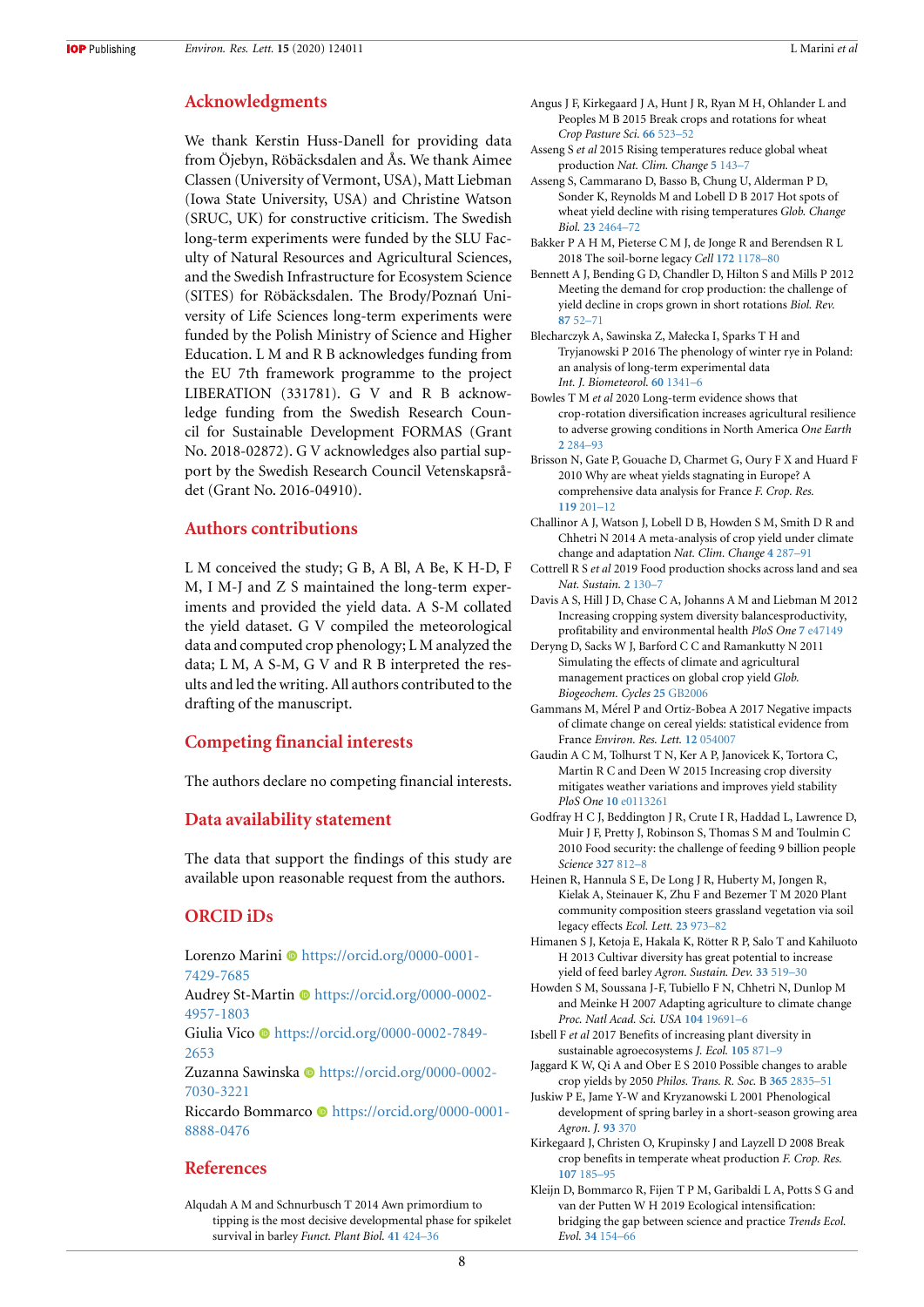## Acknowledgments

We thank Kerstin Huss-Danell for providing data from Öjebyn, Röbäcksdalen and Ås. We thank Aimee Classen (University of Vermont, USA), Matt Liebman (Iowa State University, USA) and Christine Watson (SRUC, UK) for constructive criticism. The Swedish long-term experiments were funded by the SLU Faculty of Natural Resources and Agricultural Sciences, and the Swedish Infrastructure for Ecosystem Science (SITES) for Röbäcksdalen. The Brody/Poznań University of Life Sciences long-term experiments were funded by the Polish Ministry of Science and Higher Education. L M and R B acknowledges funding from the EU 7th framework programme to the project LIBERATION (331781). G V and R B acknowledge funding from the Swedish Research Council for Sustainable Development FORMAS (Grant No. 2018-02872). G V acknowledges also partial support by the Swedish Research Council Vetenskapsrådet (Grant No. 2016-04910).

## Authors contributions

L M conceived the study; G B, A Bl, A Be, K H-D, F M, I M-J and Z S maintained the long-term experiments and provided the yield data. A S-M collated the yield dataset. G V compiled the meteorological data and computed crop phenology; L M analyzed the data; L M, A S-M, G V and R B interpreted the results and led the writing. All authors contributed to the drafting of the manuscript.

## Competing financial interests

The authors declare no competing financial interests.

## Data availability statement

The data that support the findings of this study are available upon reasonable request from the authors.

## ORCID iDs

Lorenzo Marini https://orcid.org/0000-0001-7429-7685
Audrey St-Martin https://orcid.org/0000-0002-4957-1803
Giulia Vico https://orcid.org/0000-0002-7849-2653
Zuzanna Sawinska https://orcid.org/0000-0002-7030-3221
Riccardo Bommarco https://orcid.org/0000-0001-8888-0476

## References

Alqudah A M and Schnurbusch T 2014 Awn primordium to tipping is the most decisive developmental phase for spikelet survival in barley *Funct. Plant Biol.* **41** 424–36

Angus J F, Kirkegaard J A, Hunt J R, Ryan M H, Ohlander L and Peoples M B 2015 Break crops and rotations for wheat *Crop Pasture Sci.* **66** 523–52

Asseng S *et al* 2015 Rising temperatures reduce global wheat production *Nat. Clim. Change* **5** 143–7

Asseng S, Cammarano D, Basso B, Chung U, Alderman P D, Sonder K, Reynolds M and Lobell D B 2017 Hot spots of wheat yield decline with rising temperatures *Glob. Change Biol.* **23** 2464–72

Bakker P A H M, Pieterse C M J, de Jonge R and Berendsen R L 2018 The soil-borne legacy *Cell* **172** 1178–80

Bennett A J, Bending G D, Chandler D, Hilton S and Mills P 2012 Meeting the demand for crop production: the challenge of yield decline in crops grown in short rotations *Biol. Rev.* **87** 52–71

Blecharczyk A, Sawinska Z, Małecka I, Sparks T H and Tryjanowski P 2016 The phenology of winter rye in Poland: an analysis of long-term experimental data *Int. J. Biometeorol.* **60** 1341–6

Bowles T M *et al* 2020 Long-term evidence shows that crop-rotation diversification increases agricultural resilience to adverse growing conditions in North America *One Earth* **2** 284–93

Brisson N, Gate P, Gouache D, Charmet G, Oury F X and Huard F 2010 Why are wheat yields stagnating in Europe? A comprehensive data analysis for France *F. Crop. Res.* **119** 201–12

Challinor A J, Watson J, Lobell D B, Howden S M, Smith D R and Chhetri N 2014 A meta-analysis of crop yield under climate change and adaptation *Nat. Clim. Change* **4** 287–91

Cottrell R S *et al* 2019 Food production shocks across land and sea *Nat. Sustain.* **2** 130–7

Davis A S, Hill J D, Chase C A, Johanns A M and Liebman M 2012 Increasing cropping system diversity balancesproductivity, profitability and environmental health *PloS One* **7** e47149

Deryng D, Sacks W J, Barford C C and Ramankutty N 2011 Simulating the effects of climate and agricultural management practices on global crop yield *Glob. Biogeochem. Cycles* **25** GB2006

Gammans M, Mérel P and Ortiz-Bobea A 2017 Negative impacts of climate change on cereal yields: statistical evidence from France *Environ. Res. Lett.* **12** 054007

Gaudin A C M, Tolhurst T N, Ker A P, Janovicek K, Tortora C, Martin R C and Deen W 2015 Increasing crop diversity mitigates weather variations and improves yield stability *PloS One* **10** e0113261

Godfray H C J, Beddington J R, Crute I R, Haddad L, Lawrence D, Muir J F, Pretty J, Robinson S, Thomas S M and Toulmin C 2010 Food security: the challenge of feeding 9 billion people *Science* **327** 812–8

Heinen R, Hannula S E, De Long J R, Huberty M, Jongen R, Kielak A, Steinauer K, Zhu F and Bezemer T M 2020 Plant community composition steers grassland vegetation via soil legacy effects *Ecol. Lett.* **23** 973–82

Himanen S J, Ketoja E, Hakala K, Rötter R P, Salo T and Kahiluoto H 2013 Cultivar diversity has great potential to increase yield of feed barley *Agron. Sustain. Dev.* **33** 519–30

Howden S M, Soussana J-F, Tubiello F N, Chhetri N, Dunlop M and Meinke H 2007 Adapting agriculture to climate change *Proc. Natl Acad. Sci. USA* **104** 19691–6

Isbell F *et al* 2017 Benefits of increasing plant diversity in sustainable agroecosystems *J. Ecol.* **105** 871–9

Jaggard K W, Qi A and Ober E S 2010 Possible changes to arable crop yields by 2050 *Philos. Trans. R. Soc.* B **365** 2835–51

Juskiw P E, Jame Y-W and Kryzanowski L 2001 Phenological development of spring barley in a short-season growing area *Agron. J.* **93** 370

Kirkegaard J, Christen O, Krupinsky J and Layzell D 2008 Break crop benefits in temperate wheat production *F. Crop. Res.* **107** 185–95

Kleijn D, Bommarco R, Fijen T P M, Garibaldi L A, Potts S G and van der Putten W H 2019 Ecological intensification: bridging the gap between science and practice *Trends Ecol. Evol.* **34** 154–66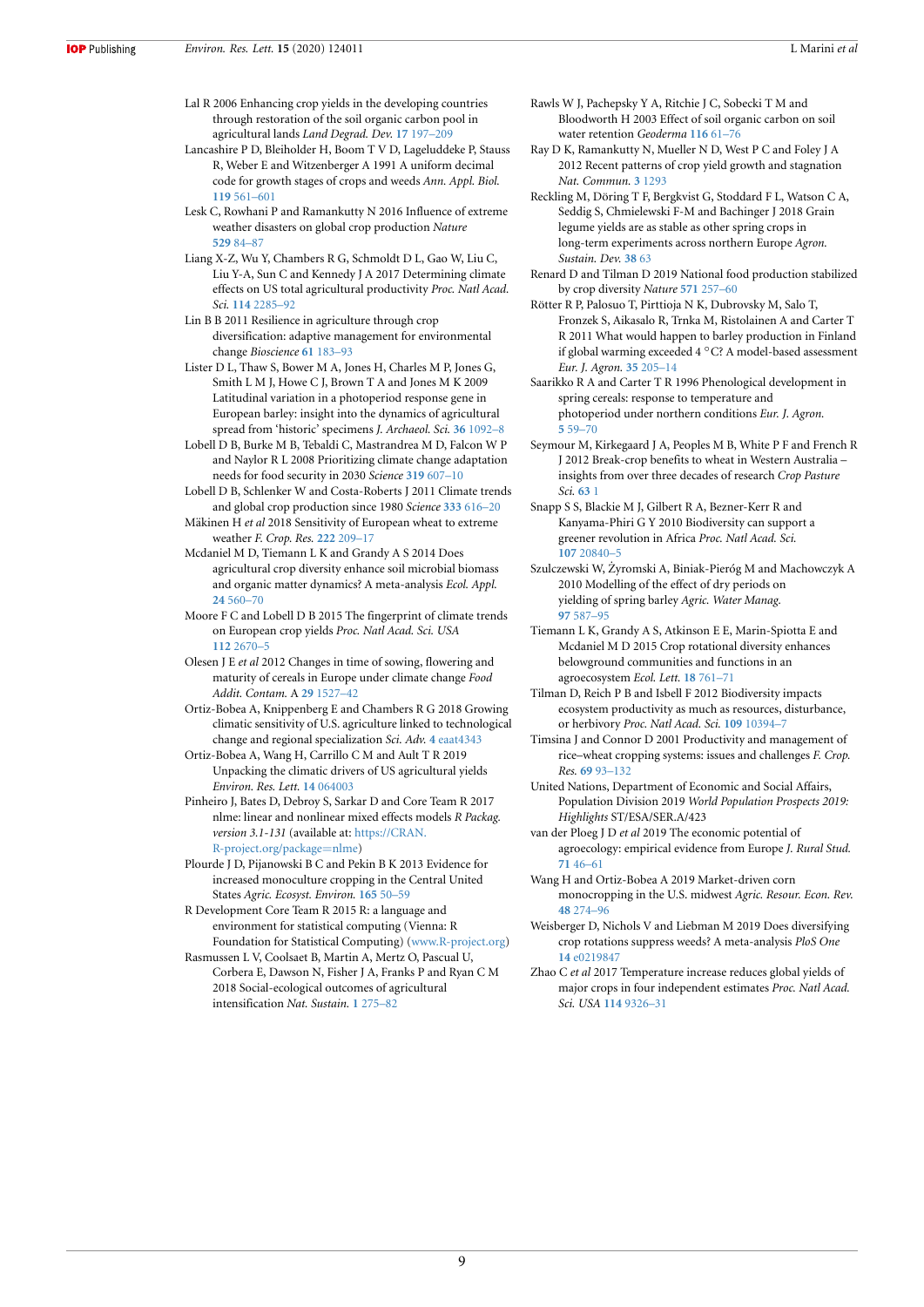Lal R 2006 Enhancing crop yields in the developing countries through restoration of the soil organic carbon pool in agricultural lands *Land Degrad. Dev.* **17** 197–209

Lancashire P D, Bleiholder H, Boom T V D, Lageluddeke P, Stauss R, Weber E and Witzenberger A 1991 A uniform decimal code for growth stages of crops and weeds *Ann. Appl. Biol.* **119** 561–601

Lesk C, Rowhani P and Ramankutty N 2016 Influence of extreme weather disasters on global crop production *Nature* **529** 84–87

Liang X-Z, Wu Y, Chambers R G, Schmoldt D L, Gao W, Liu C, Liu Y-A, Sun C and Kennedy J A 2017 Determining climate effects on US total agricultural productivity *Proc. Natl Acad. Sci.* **114** 2285–92

Lin B B 2011 Resilience in agriculture through crop diversification: adaptive management for environmental change *Bioscience* **61** 183–93

Lister D L, Thaw S, Bower M A, Jones H, Charles M P, Jones G, Smith L M J, Howe C J, Brown T A and Jones M K 2009 Latitudinal variation in a photoperiod response gene in European barley: insight into the dynamics of agricultural spread from 'historic' specimens *J. Archaeol. Sci.* **36** 1092–8

Lobell D B, Burke M B, Tebaldi C, Mastrandrea M D, Falcon W P and Naylor R L 2008 Prioritizing climate change adaptation needs for food security in 2030 *Science* **319** 607–10

Lobell D B, Schlenker W and Costa-Roberts J 2011 Climate trends and global crop production since 1980 *Science* **333** 616–20

Mäkinen H *et al* 2018 Sensitivity of European wheat to extreme weather *F. Crop. Res.* **222** 209–17

Mcdaniel M D, Tiemann L K and Grandy A S 2014 Does agricultural crop diversity enhance soil microbial biomass and organic matter dynamics? A meta-analysis *Ecol. Appl.* **24** 560–70

Moore F C and Lobell D B 2015 The fingerprint of climate trends on European crop yields *Proc. Natl Acad. Sci. USA* **112** 2670–5

Olesen J E *et al* 2012 Changes in time of sowing, flowering and maturity of cereals in Europe under climate change *Food Addit. Contam.* A **29** 1527–42

Ortiz-Bobea A, Knippenberg E and Chambers R G 2018 Growing climatic sensitivity of U.S. agriculture linked to technological change and regional specialization *Sci. Adv.* **4** eaat4343

Ortiz-Bobea A, Wang H, Carrillo C M and Ault T R 2019 Unpacking the climatic drivers of US agricultural yields *Environ. Res. Lett.* **14** 064003

Pinheiro J, Bates D, Debroy S, Sarkar D and Core Team R 2017 nlme: linear and nonlinear mixed effects models *R Packag. version 3.1-131* (available at: https://CRAN.R-project.org/package=nlme)

Plourde J D, Pijanowski B C and Pekin B K 2013 Evidence for increased monoculture cropping in the Central United States *Agric. Ecosyst. Environ.* **165** 50–59

R Development Core Team R 2015 R: a language and environment for statistical computing (Vienna: R Foundation for Statistical Computing) (www.R-project.org)

Rasmussen L V, Coolsaet B, Martin A, Mertz O, Pascual U, Corbera E, Dawson N, Fisher J A, Franks P and Ryan C M 2018 Social-ecological outcomes of agricultural intensification *Nat. Sustain.* **1** 275–82

Rawls W J, Pachepsky Y A, Ritchie J C, Sobecki T M and Bloodworth H 2003 Effect of soil organic carbon on soil water retention *Geoderma* **116** 61–76

Ray D K, Ramankutty N, Mueller N D, West P C and Foley J A 2012 Recent patterns of crop yield growth and stagnation *Nat. Commun.* **3** 1293

Reckling M, Döring T F, Bergkvist G, Stoddard F L, Watson C A, Seddig S, Chmielewski F-M and Bachinger J 2018 Grain legume yields are as stable as other spring crops in long-term experiments across northern Europe *Agron. Sustain. Dev.* **38** 63

Renard D and Tilman D 2019 National food production stabilized by crop diversity *Nature* **571** 257–60

Rötter R P, Palosuo T, Pirttioja N K, Dubrovsky M, Salo T, Fronzek S, Aikasalo R, Trnka M, Ristolainen A and Carter T R 2011 What would happen to barley production in Finland if global warming exceeded 4 °C? A model-based assessment *Eur. J. Agron.* **35** 205–14

Saarikko R A and Carter T R 1996 Phenological development in spring cereals: response to temperature and photoperiod under northern conditions *Eur. J. Agron.* **5** 59–70

Seymour M, Kirkegaard J A, Peoples M B, White P F and French R J 2012 Break-crop benefits to wheat in Western Australia – insights from over three decades of research *Crop Pasture Sci.* **63** 1

Snapp S S, Blackie M J, Gilbert R A, Bezner-Kerr R and Kanyama-Phiri G Y 2010 Biodiversity can support a greener revolution in Africa *Proc. Natl Acad. Sci.* **107** 20840–5

Szulczewski W, Żyromski A, Biniak-Pieróg M and Machowczyk A 2010 Modelling of the effect of dry periods on yielding of spring barley *Agric. Water Manag.* **97** 587–95

Tiemann L K, Grandy A S, Atkinson E E, Marin-Spiotta E and Mcdaniel M D 2015 Crop rotational diversity enhances belowground communities and functions in an agroecosystem *Ecol. Lett.* **18** 761–71

Tilman D, Reich P B and Isbell F 2012 Biodiversity impacts ecosystem productivity as much as resources, disturbance, or herbivory *Proc. Natl Acad. Sci.* **109** 10394–7

Timsina J and Connor D 2001 Productivity and management of rice–wheat cropping systems: issues and challenges *F. Crop. Res.* **69** 93–132

United Nations, Department of Economic and Social Affairs, Population Division 2019 *World Population Prospects 2019: Highlights* ST/ESA/SER.A/423

van der Ploeg J D *et al* 2019 The economic potential of agroecology: empirical evidence from Europe *J. Rural Stud.* **71** 46–61

Wang H and Ortiz-Bobea A 2019 Market-driven corn monocropping in the U.S. midwest *Agric. Resour. Econ. Rev.* **48** 274–96

Weisberger D, Nichols V and Liebman M 2019 Does diversifying crop rotations suppress weeds? A meta-analysis *PloS One* **14** e0219847

Zhao C *et al* 2017 Temperature increase reduces global yields of major crops in four independent estimates *Proc. Natl Acad. Sci. USA* **114** 9326–31